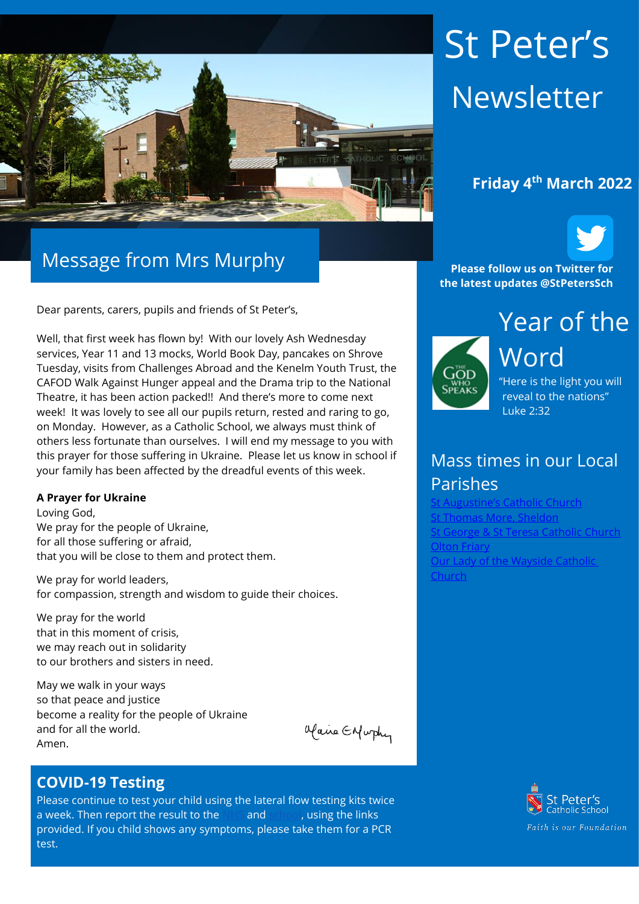# St Peter's Newsletter

**Friday 4th March 2022**

**Please follow us on Twitter for the latest updates @StPetersSch**

## Message from Mrs Murphy

Dear parents, carers, pupils and friends of St Peter's,

Well, that first week has flown by! With our lovely Ash Wednesday services, Year 11 and 13 mocks, World Book Day, pancakes on Shrove Tuesday, visits from Challenges Abroad and the Kenelm Youth Trust, the CAFOD Walk Against Hunger appeal and the Drama trip to the National Theatre, it has been action packed!! And there's more to come next week! It was lovely to see all our pupils return, rested and raring to go, on Monday. However, as a Catholic School, we always must think of others less fortunate than ourselves. I will end my message to you with this prayer for those suffering in Ukraine. Please let us know in school if your family has been affected by the dreadful events of this week.

**A Prayer for Ukraine**

Loving God,
We pray for the people of Ukraine,
for all those suffering or afraid,
that you will be close to them and protect them.

We pray for world leaders,
for compassion, strength and wisdom to guide their choices.

We pray for the world
that in this moment of crisis,
we may reach out in solidarity
to our brothers and sisters in need.

May we walk in your ways
so that peace and justice
become a reality for the people of Ukraine
and for all the world.
Amen.

Maire E Murphy

## COVID-19 Testing

Please continue to test your child using the lateral flow testing kits twice a week. Then report the result to the NHS and school, using the links provided. If you child shows any symptoms, please take them for a PCR test.

## Year of the Word

"Here is the light you will reveal to the nations"
Luke 2:32

## Mass times in our Local Parishes

St Augustine's Catholic Church
St Thomas More, Sheldon
St George & St Teresa Catholic Church
Olton Friary
Our Lady of the Wayside Catholic Church

St Peter's Catholic School
*Faith is our Foundation*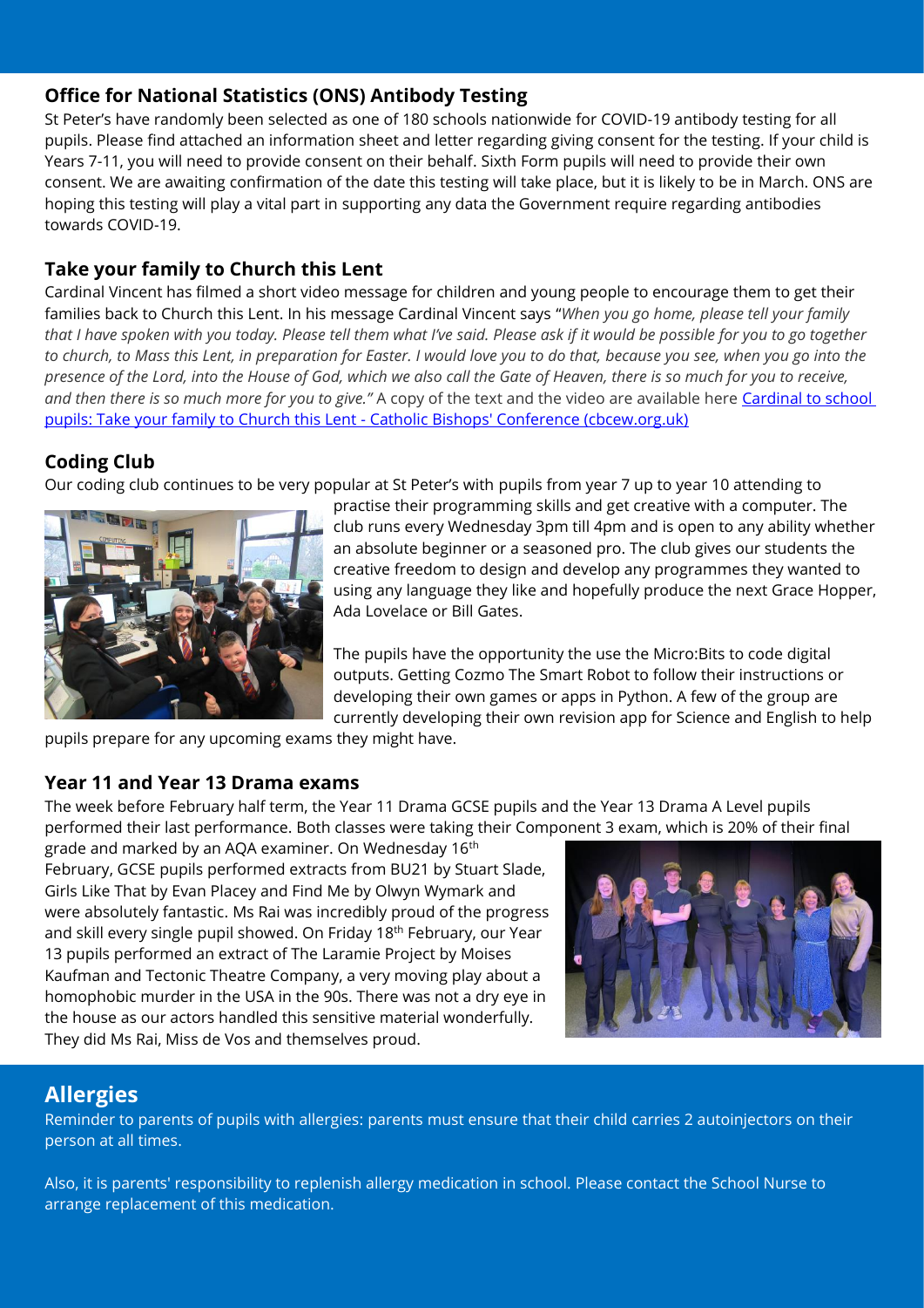## Office for National Statistics (ONS) Antibody Testing

St Peter's have randomly been selected as one of 180 schools nationwide for COVID-19 antibody testing for all pupils. Please find attached an information sheet and letter regarding giving consent for the testing. If your child is Years 7-11, you will need to provide consent on their behalf. Sixth Form pupils will need to provide their own consent. We are awaiting confirmation of the date this testing will take place, but it is likely to be in March. ONS are hoping this testing will play a vital part in supporting any data the Government require regarding antibodies towards COVID-19.

## Take your family to Church this Lent

Cardinal Vincent has filmed a short video message for children and young people to encourage them to get their families back to Church this Lent. In his message Cardinal Vincent says "*When you go home, please tell your family that I have spoken with you today. Please tell them what I've said. Please ask if it would be possible for you to go together to church, to Mass this Lent, in preparation for Easter. I would love you to do that, because you see, when you go into the presence of the Lord, into the House of God, which we also call the Gate of Heaven, there is so much for you to receive, and then there is so much more for you to give.*" A copy of the text and the video are available here [Cardinal to school pupils: Take your family to Church this Lent - Catholic Bishops' Conference (cbcew.org.uk)]

## Coding Club

Our coding club continues to be very popular at St Peter's with pupils from year 7 up to year 10 attending to practise their programming skills and get creative with a computer. The club runs every Wednesday 3pm till 4pm and is open to any ability whether an absolute beginner or a seasoned pro. The club gives our students the creative freedom to design and develop any programmes they wanted to using any language they like and hopefully produce the next Grace Hopper, Ada Lovelace or Bill Gates.

The pupils have the opportunity the use the Micro:Bits to code digital outputs. Getting Cozmo The Smart Robot to follow their instructions or developing their own games or apps in Python. A few of the group are currently developing their own revision app for Science and English to help pupils prepare for any upcoming exams they might have.

## Year 11 and Year 13 Drama exams

The week before February half term, the Year 11 Drama GCSE pupils and the Year 13 Drama A Level pupils performed their last performance. Both classes were taking their Component 3 exam, which is 20% of their final grade and marked by an AQA examiner. On Wednesday 16th February, GCSE pupils performed extracts from BU21 by Stuart Slade, Girls Like That by Evan Placey and Find Me by Olwyn Wymark and were absolutely fantastic. Ms Rai was incredibly proud of the progress and skill every single pupil showed. On Friday 18th February, our Year 13 pupils performed an extract of The Laramie Project by Moises Kaufman and Tectonic Theatre Company, a very moving play about a homophobic murder in the USA in the 90s. There was not a dry eye in the house as our actors handled this sensitive material wonderfully. They did Ms Rai, Miss de Vos and themselves proud.

## Allergies

Reminder to parents of pupils with allergies: parents must ensure that their child carries 2 autoinjectors on their person at all times.

Also, it is parents' responsibility to replenish allergy medication in school. Please contact the School Nurse to arrange replacement of this medication.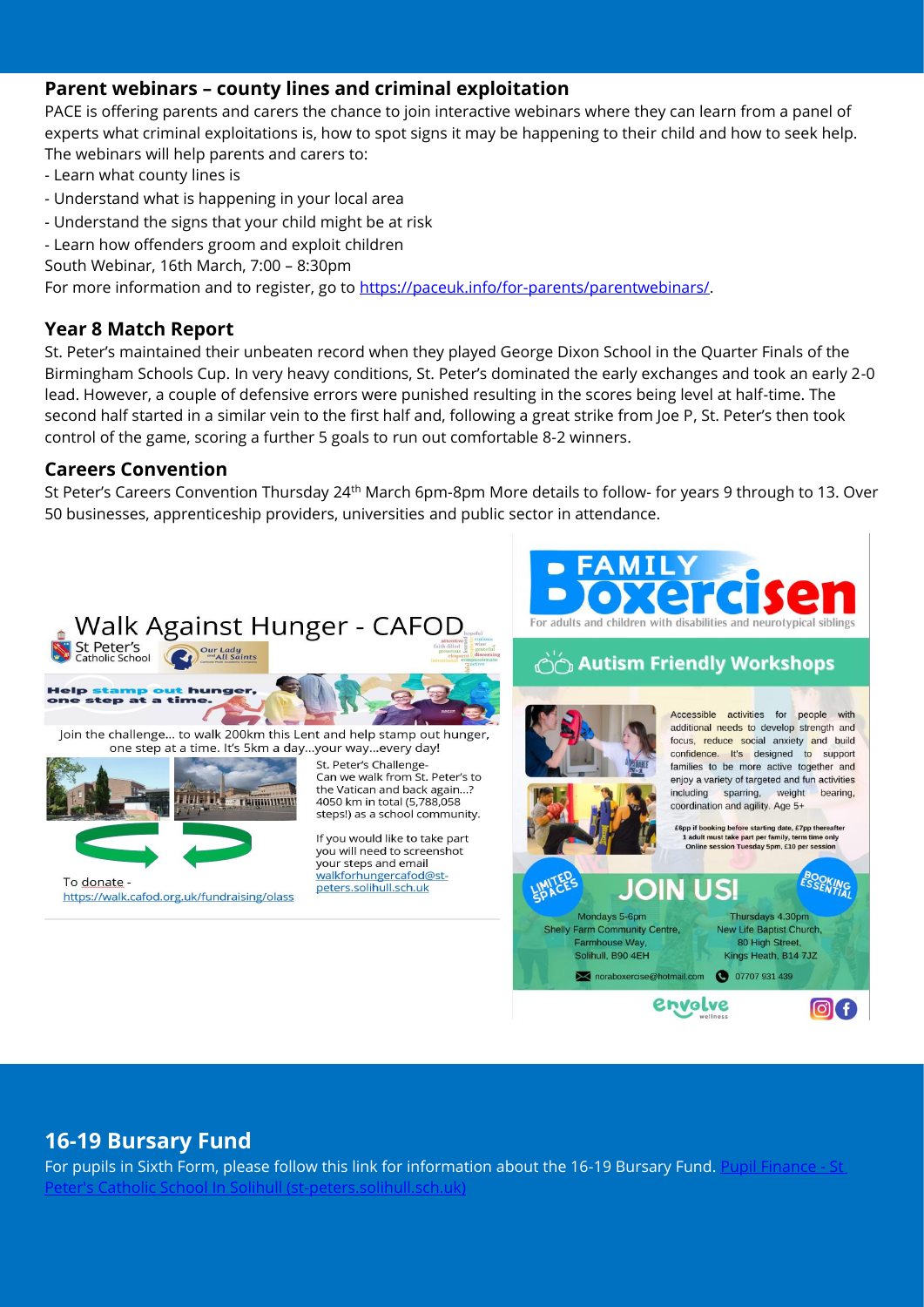## Parent webinars – county lines and criminal exploitation

PACE is offering parents and carers the chance to join interactive webinars where they can learn from a panel of experts what criminal exploitations is, how to spot signs it may be happening to their child and how to seek help. The webinars will help parents and carers to:

- Learn what county lines is
- Understand what is happening in your local area
- Understand the signs that your child might be at risk
- Learn how offenders groom and exploit children

South Webinar, 16th March, 7:00 – 8:30pm

For more information and to register, go to https://paceuk.info/for-parents/parentwebinars/.

## Year 8 Match Report

St. Peter's maintained their unbeaten record when they played George Dixon School in the Quarter Finals of the Birmingham Schools Cup. In very heavy conditions, St. Peter's dominated the early exchanges and took an early 2-0 lead. However, a couple of defensive errors were punished resulting in the scores being level at half-time. The second half started in a similar vein to the first half and, following a great strike from Joe P, St. Peter's then took control of the game, scoring a further 5 goals to run out comfortable 8-2 winners.

## Careers Convention

St Peter's Careers Convention Thursday 24th March 6pm-8pm More details to follow- for years 9 through to 13. Over 50 businesses, apprenticeship providers, universities and public sector in attendance.

## Walk Against Hunger - CAFOD

St Peter's Catholic School

Our Lady and All Saints

Help stamp out hunger, one step at a time.

Join the challenge... to walk 200km this Lent and help stamp out hunger, one step at a time. It's 5km a day...your way...every day!

St. Peter's Challenge-
Can we walk from St. Peter's to the Vatican and back again...? 4050 km in total (5,788,058 steps!) as a school community.

If you want to take part you will need to screenshot your steps and email walkforhungercafod@st-peters.solihull.sch.uk

To donate - https://walk.cafod.org.uk/fundraising/olass

## FAMILY Boxercisen

For adults and children with disabilities and neurotypical siblings

### Autism Friendly Workshops

Accessible activities for people with additional needs to develop strength and focus, reduce social anxiety and build confidence. It's designed to support families to be more active together and enjoy a variety of targeted and fun activities including sparring, weight bearing, coordination and agility. Age 5+

£6pp if booking before starting date, £7pp thereafter
1 adult must take part per family, term time only
Online session Tuesday 5pm, £10 per session

LIMITED SPACES

JOIN US!

BOOKING ESSENTIAL

Mondays 5-6pm
Shelly Farm Community Centre,
Farmhouse Way,
Solihull, B90 4EH

Thursdays 4.30pm
New Life Baptist Church,
80 High Street,
Kings Heath, B14 7JZ

noraboxercise@hotmail.com 07707 931 439

envolve wellness

## 16-19 Bursary Fund

For pupils in Sixth Form, please follow this link for information about the 16-19 Bursary Fund. Pupil Finance - St Peter's Catholic School In Solihull (st-peters.solihull.sch.uk)